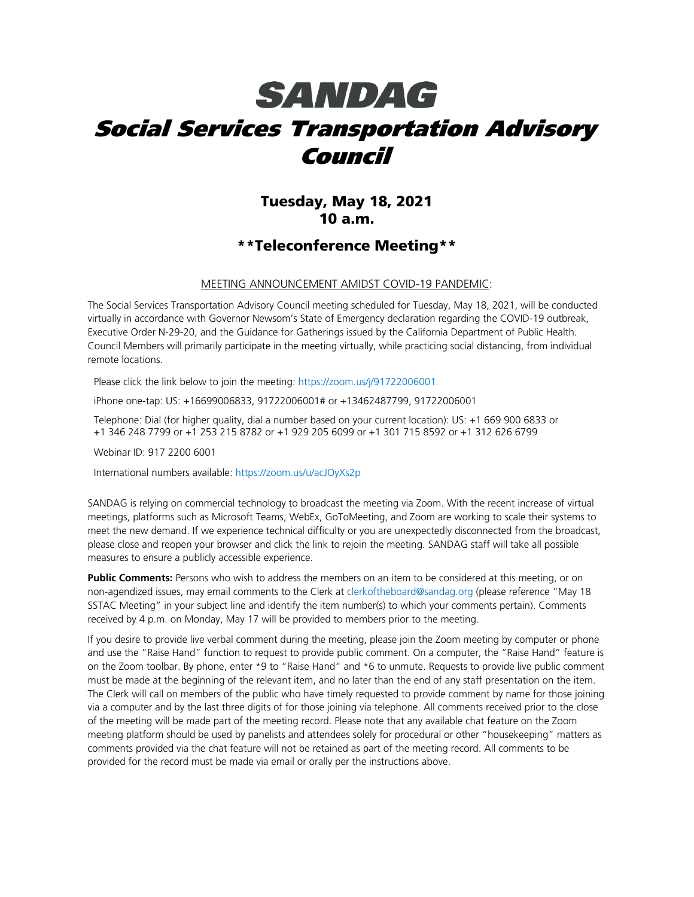# SANDAG

# Social Services Transportation Advisory Council

## Tuesday, May 18, 2021
## 10 a.m.

## **Teleconference Meeting**

MEETING ANNOUNCEMENT AMIDST COVID-19 PANDEMIC:

The Social Services Transportation Advisory Council meeting scheduled for Tuesday, May 18, 2021, will be conducted virtually in accordance with Governor Newsom's State of Emergency declaration regarding the COVID-19 outbreak, Executive Order N-29-20, and the Guidance for Gatherings issued by the California Department of Public Health. Council Members will primarily participate in the meeting virtually, while practicing social distancing, from individual remote locations.

Please click the link below to join the meeting: https://zoom.us/j/91722006001

iPhone one-tap: US: +16699006833, 91722006001# or +13462487799, 91722006001

Telephone: Dial (for higher quality, dial a number based on your current location): US: +1 669 900 6833 or +1 346 248 7799 or +1 253 215 8782 or +1 929 205 6099 or +1 301 715 8592 or +1 312 626 6799

Webinar ID: 917 2200 6001

International numbers available: https://zoom.us/u/acJOyXs2p

SANDAG is relying on commercial technology to broadcast the meeting via Zoom. With the recent increase of virtual meetings, platforms such as Microsoft Teams, WebEx, GoToMeeting, and Zoom are working to scale their systems to meet the new demand. If we experience technical difficulty or you are unexpectedly disconnected from the broadcast, please close and reopen your browser and click the link to rejoin the meeting. SANDAG staff will take all possible measures to ensure a publicly accessible experience.

**Public Comments:** Persons who wish to address the members on an item to be considered at this meeting, or on non-agendized issues, may email comments to the Clerk at clerkoftheboard@sandag.org (please reference "May 18 SSTAC Meeting" in your subject line and identify the item number(s) to which your comments pertain). Comments received by 4 p.m. on Monday, May 17 will be provided to members prior to the meeting.

If you desire to provide live verbal comment during the meeting, please join the Zoom meeting by computer or phone and use the "Raise Hand" function to request to provide public comment. On a computer, the "Raise Hand" feature is on the Zoom toolbar. By phone, enter *9 to "Raise Hand" and *6 to unmute. Requests to provide live public comment must be made at the beginning of the relevant item, and no later than the end of any staff presentation on the item. The Clerk will call on members of the public who have timely requested to provide comment by name for those joining via a computer and by the last three digits of for those joining via telephone. All comments received prior to the close of the meeting will be made part of the meeting record. Please note that any available chat feature on the Zoom meeting platform should be used by panelists and attendees solely for procedural or other "housekeeping" matters as comments provided via the chat feature will not be retained as part of the meeting record. All comments to be provided for the record must be made via email or orally per the instructions above.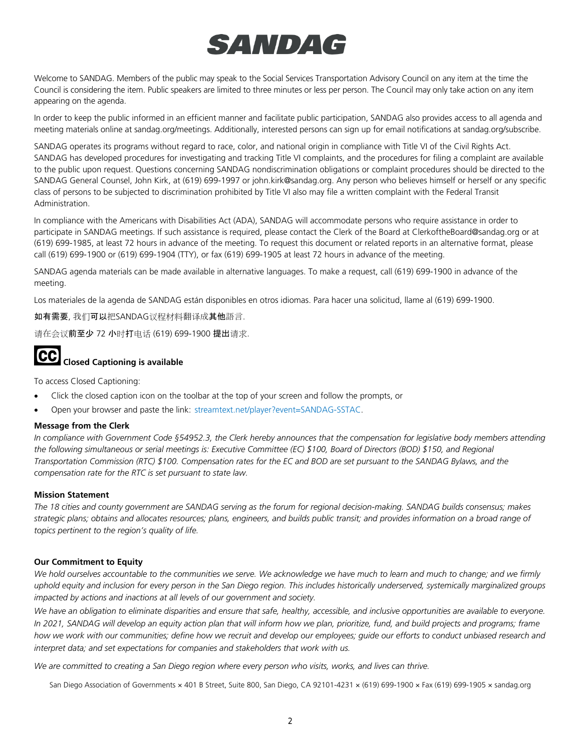# SANDAG

Welcome to SANDAG. Members of the public may speak to the Social Services Transportation Advisory Council on any item at the time the Council is considering the item. Public speakers are limited to three minutes or less per person. The Council may only take action on any item appearing on the agenda.

In order to keep the public informed in an efficient manner and facilitate public participation, SANDAG also provides access to all agenda and meeting materials online at sandag.org/meetings. Additionally, interested persons can sign up for email notifications at sandag.org/subscribe.

SANDAG operates its programs without regard to race, color, and national origin in compliance with Title VI of the Civil Rights Act. SANDAG has developed procedures for investigating and tracking Title VI complaints, and the procedures for filing a complaint are available to the public upon request. Questions concerning SANDAG nondiscrimination obligations or complaint procedures should be directed to the SANDAG General Counsel, John Kirk, at (619) 699-1997 or john.kirk@sandag.org. Any person who believes himself or herself or any specific class of persons to be subjected to discrimination prohibited by Title VI also may file a written complaint with the Federal Transit Administration.

In compliance with the Americans with Disabilities Act (ADA), SANDAG will accommodate persons who require assistance in order to participate in SANDAG meetings. If such assistance is required, please contact the Clerk of the Board at ClerkoftheBoard@sandag.org or at (619) 699-1985, at least 72 hours in advance of the meeting. To request this document or related reports in an alternative format, please call (619) 699-1900 or (619) 699-1904 (TTY), or fax (619) 699-1905 at least 72 hours in advance of the meeting.

SANDAG agenda materials can be made available in alternative languages. To make a request, call (619) 699-1900 in advance of the meeting.

Los materiales de la agenda de SANDAG están disponibles en otros idiomas. Para hacer una solicitud, llame al (619) 699-1900.

如有需要, 我们可以把SANDAG议程材料翻译成其他語言.

请在会议前至少 72 小时打电话 (619) 699-1900 提出请求.

**CC Closed Captioning is available**

To access Closed Captioning:

- Click the closed caption icon on the toolbar at the top of your screen and follow the prompts, or
- Open your browser and paste the link: streamtext.net/player?event=SANDAG-SSTAC.

**Message from the Clerk**

*In compliance with Government Code §54952.3, the Clerk hereby announces that the compensation for legislative body members attending the following simultaneous or serial meetings is: Executive Committee (EC) $100, Board of Directors (BOD) $150, and Regional Transportation Commission (RTC) $100. Compensation rates for the EC and BOD are set pursuant to the SANDAG Bylaws, and the compensation rate for the RTC is set pursuant to state law.*

**Mission Statement**

*The 18 cities and county government are SANDAG serving as the forum for regional decision-making. SANDAG builds consensus; makes strategic plans; obtains and allocates resources; plans, engineers, and builds public transit; and provides information on a broad range of topics pertinent to the region's quality of life.*

**Our Commitment to Equity**

*We hold ourselves accountable to the communities we serve. We acknowledge we have much to learn and much to change; and we firmly uphold equity and inclusion for every person in the San Diego region. This includes historically underserved, systemically marginalized groups impacted by actions and inactions at all levels of our government and society.*

*We have an obligation to eliminate disparities and ensure that safe, healthy, accessible, and inclusive opportunities are available to everyone. In 2021, SANDAG will develop an equity action plan that will inform how we plan, prioritize, fund, and build projects and programs; frame how we work with our communities; define how we recruit and develop our employees; guide our efforts to conduct unbiased research and interpret data; and set expectations for companies and stakeholders that work with us.*

*We are committed to creating a San Diego region where every person who visits, works, and lives can thrive.*

San Diego Association of Governments × 401 B Street, Suite 800, San Diego, CA 92101-4231 × (619) 699-1900 × Fax (619) 699-1905 × sandag.org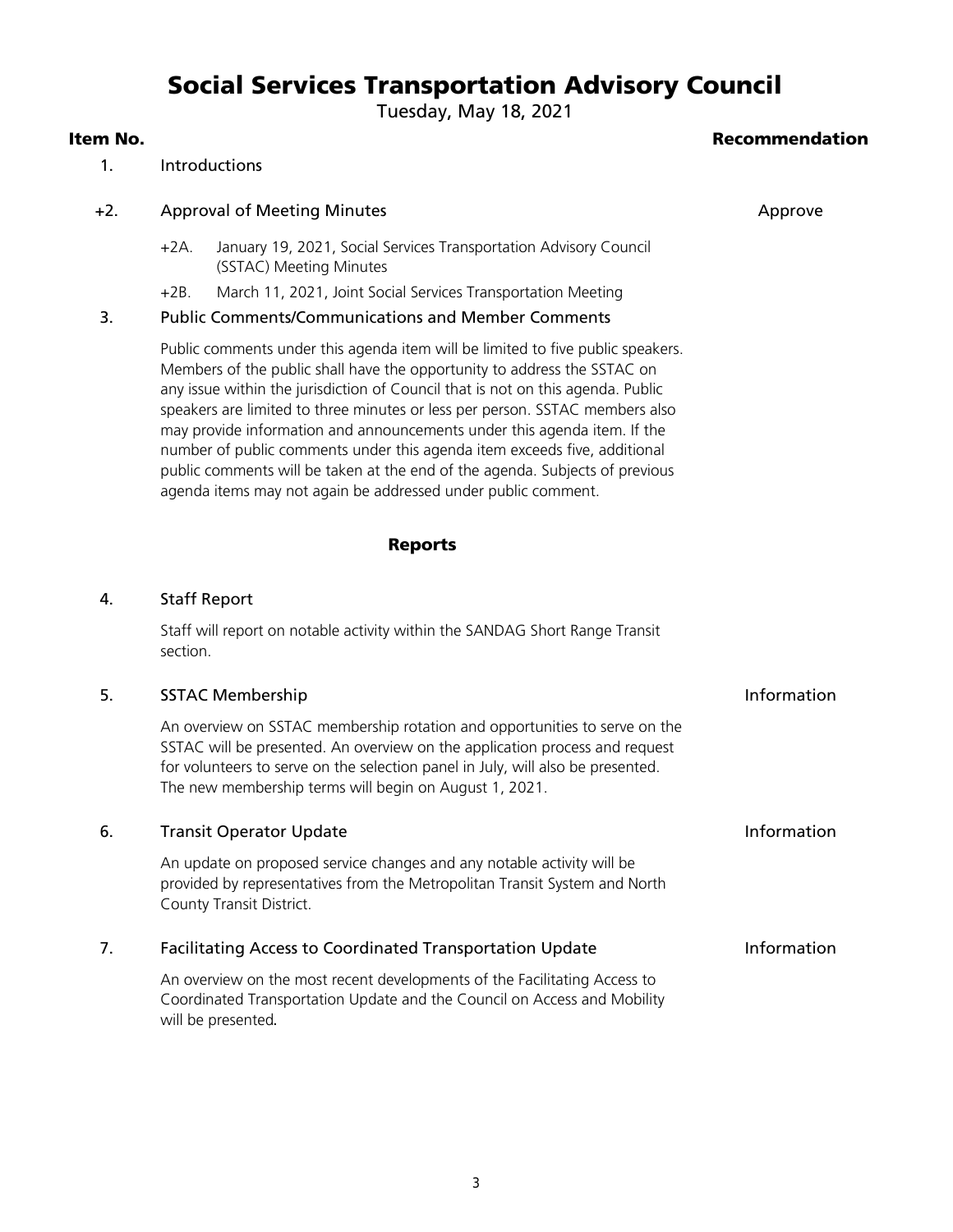# Social Services Transportation Advisory Council

Tuesday, May 18, 2021

| Item No. | | Recommendation |
|---|---|---|
| 1. | Introductions | |
| +2. | Approval of Meeting Minutes | Approve |

+2A. January 19, 2021, Social Services Transportation Advisory Council (SSTAC) Meeting Minutes

+2B. March 11, 2021, Joint Social Services Transportation Meeting

**3. Public Comments/Communications and Member Comments**

Public comments under this agenda item will be limited to five public speakers. Members of the public shall have the opportunity to address the SSTAC on any issue within the jurisdiction of Council that is not on this agenda. Public speakers are limited to three minutes or less per person. SSTAC members also may provide information and announcements under this agenda item. If the number of public comments under this agenda item exceeds five, additional public comments will be taken at the end of the agenda. Subjects of previous agenda items may not again be addressed under public comment.

## Reports

**4. Staff Report**

Staff will report on notable activity within the SANDAG Short Range Transit section.

**5. SSTAC Membership** — Information

An overview on SSTAC membership rotation and opportunities to serve on the SSTAC will be presented. An overview on the application process and request for volunteers to serve on the selection panel in July, will also be presented. The new membership terms will begin on August 1, 2021.

**6. Transit Operator Update** — Information

An update on proposed service changes and any notable activity will be provided by representatives from the Metropolitan Transit System and North County Transit District.

**7. Facilitating Access to Coordinated Transportation Update** — Information

An overview on the most recent developments of the Facilitating Access to Coordinated Transportation Update and the Council on Access and Mobility will be presented.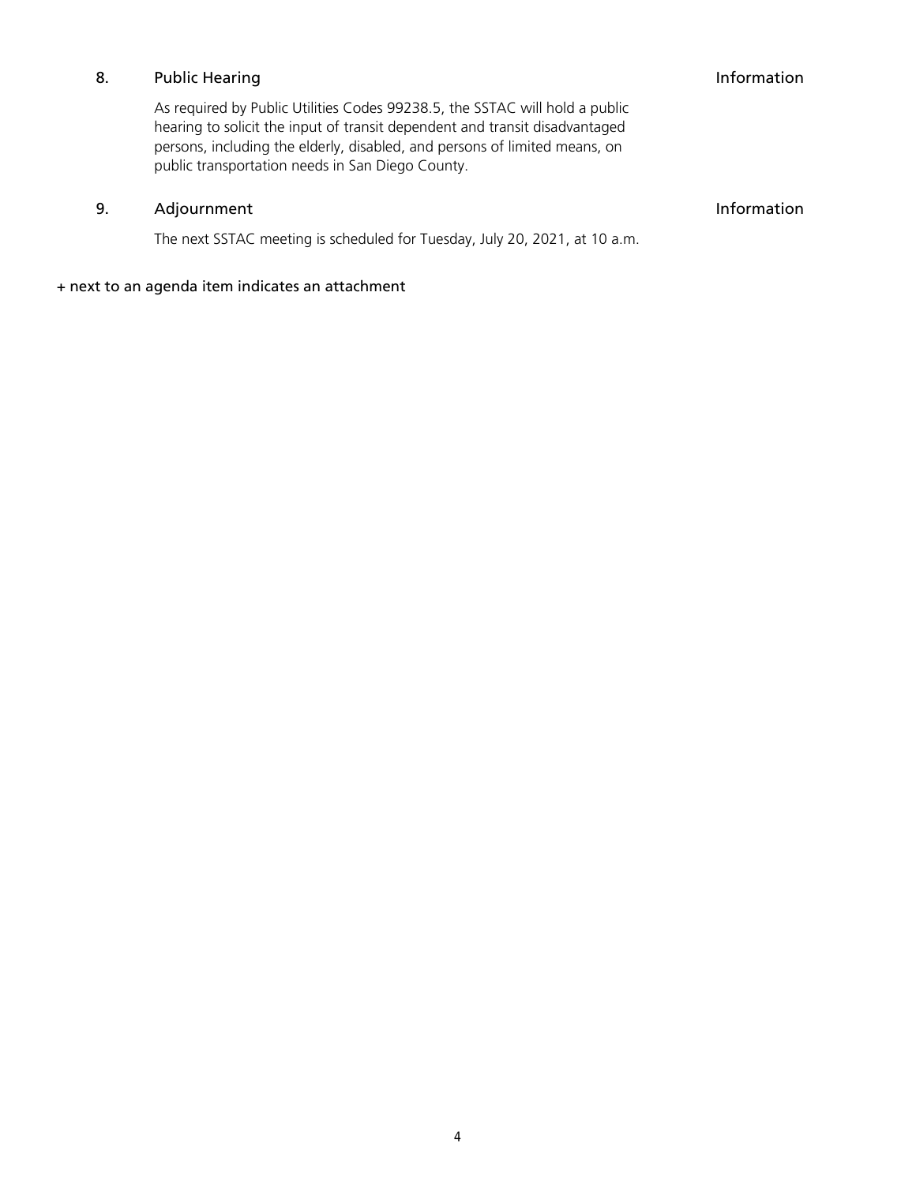8. Public Hearing — Information

As required by Public Utilities Codes 99238.5, the SSTAC will hold a public hearing to solicit the input of transit dependent and transit disadvantaged persons, including the elderly, disabled, and persons of limited means, on public transportation needs in San Diego County.

9. Adjournment — Information

The next SSTAC meeting is scheduled for Tuesday, July 20, 2021, at 10 a.m.

+ next to an agenda item indicates an attachment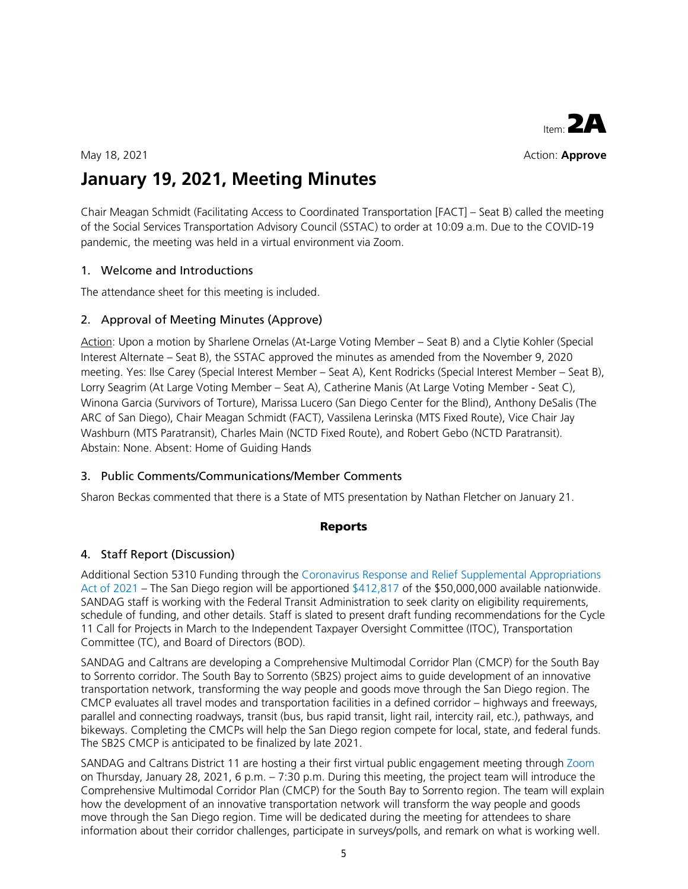Item: **2A**

May 18, 2021

Action: **Approve**

# January 19, 2021, Meeting Minutes

Chair Meagan Schmidt (Facilitating Access to Coordinated Transportation [FACT] – Seat B) called the meeting of the Social Services Transportation Advisory Council (SSTAC) to order at 10:09 a.m. Due to the COVID-19 pandemic, the meeting was held in a virtual environment via Zoom.

## 1. Welcome and Introductions

The attendance sheet for this meeting is included.

## 2. Approval of Meeting Minutes (Approve)

Action: Upon a motion by Sharlene Ornelas (At-Large Voting Member – Seat B) and a Clytie Kohler (Special Interest Alternate – Seat B), the SSTAC approved the minutes as amended from the November 9, 2020 meeting. Yes: Ilse Carey (Special Interest Member – Seat A), Kent Rodricks (Special Interest Member – Seat B), Lorry Seagrim (At Large Voting Member – Seat A), Catherine Manis (At Large Voting Member - Seat C), Winona Garcia (Survivors of Torture), Marissa Lucero (San Diego Center for the Blind), Anthony DeSalis (The ARC of San Diego), Chair Meagan Schmidt (FACT), Vassilena Lerinska (MTS Fixed Route), Vice Chair Jay Washburn (MTS Paratransit), Charles Main (NCTD Fixed Route), and Robert Gebo (NCTD Paratransit). Abstain: None. Absent: Home of Guiding Hands

## 3. Public Comments/Communications/Member Comments

Sharon Beckas commented that there is a State of MTS presentation by Nathan Fletcher on January 21.

**Reports**

## 4. Staff Report (Discussion)

Additional Section 5310 Funding through the Coronavirus Response and Relief Supplemental Appropriations Act of 2021 – The San Diego region will be apportioned $412,817 of the $50,000,000 available nationwide. SANDAG staff is working with the Federal Transit Administration to seek clarity on eligibility requirements, schedule of funding, and other details. Staff is slated to present draft funding recommendations for the Cycle 11 Call for Projects in March to the Independent Taxpayer Oversight Committee (ITOC), Transportation Committee (TC), and Board of Directors (BOD).

SANDAG and Caltrans are developing a Comprehensive Multimodal Corridor Plan (CMCP) for the South Bay to Sorrento corridor. The South Bay to Sorrento (SB2S) project aims to guide development of an innovative transportation network, transforming the way people and goods move through the San Diego region. The CMCP evaluates all travel modes and transportation facilities in a defined corridor – highways and freeways, parallel and connecting roadways, transit (bus, bus rapid transit, light rail, intercity rail, etc.), pathways, and bikeways. Completing the CMCPs will help the San Diego region compete for local, state, and federal funds. The SB2S CMCP is anticipated to be finalized by late 2021.

SANDAG and Caltrans District 11 are hosting a their first virtual public engagement meeting through Zoom on Thursday, January 28, 2021, 6 p.m. – 7:30 p.m. During this meeting, the project team will introduce the Comprehensive Multimodal Corridor Plan (CMCP) for the South Bay to Sorrento region. The team will explain how the development of an innovative transportation network will transform the way people and goods move through the San Diego region. Time will be dedicated during the meeting for attendees to share information about their corridor challenges, participate in surveys/polls, and remark on what is working well.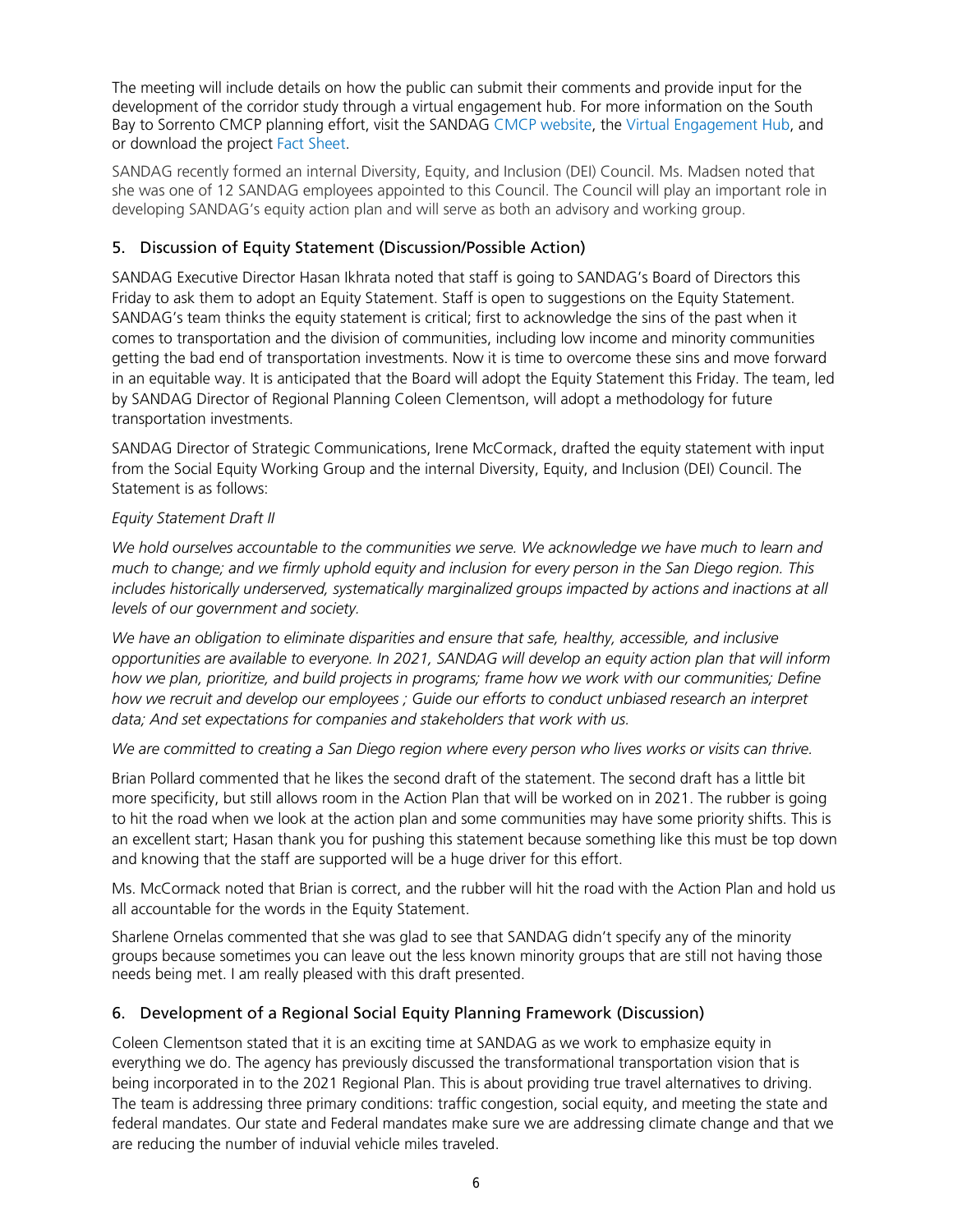The meeting will include details on how the public can submit their comments and provide input for the development of the corridor study through a virtual engagement hub. For more information on the South Bay to Sorrento CMCP planning effort, visit the SANDAG CMCP website, the Virtual Engagement Hub, and or download the project Fact Sheet.

SANDAG recently formed an internal Diversity, Equity, and Inclusion (DEI) Council. Ms. Madsen noted that she was one of 12 SANDAG employees appointed to this Council. The Council will play an important role in developing SANDAG's equity action plan and will serve as both an advisory and working group.

## 5. Discussion of Equity Statement (Discussion/Possible Action)

SANDAG Executive Director Hasan Ikhrata noted that staff is going to SANDAG's Board of Directors this Friday to ask them to adopt an Equity Statement. Staff is open to suggestions on the Equity Statement. SANDAG's team thinks the equity statement is critical; first to acknowledge the sins of the past when it comes to transportation and the division of communities, including low income and minority communities getting the bad end of transportation investments. Now it is time to overcome these sins and move forward in an equitable way. It is anticipated that the Board will adopt the Equity Statement this Friday. The team, led by SANDAG Director of Regional Planning Coleen Clementson, will adopt a methodology for future transportation investments.

SANDAG Director of Strategic Communications, Irene McCormack, drafted the equity statement with input from the Social Equity Working Group and the internal Diversity, Equity, and Inclusion (DEI) Council. The Statement is as follows:

*Equity Statement Draft II*

*We hold ourselves accountable to the communities we serve. We acknowledge we have much to learn and much to change; and we firmly uphold equity and inclusion for every person in the San Diego region. This includes historically underserved, systematically marginalized groups impacted by actions and inactions at all levels of our government and society.*

*We have an obligation to eliminate disparities and ensure that safe, healthy, accessible, and inclusive opportunities are available to everyone. In 2021, SANDAG will develop an equity action plan that will inform how we plan, prioritize, and build projects in programs; frame how we work with our communities; Define how we recruit and develop our employees ; Guide our efforts to conduct unbiased research an interpret data; And set expectations for companies and stakeholders that work with us.*

*We are committed to creating a San Diego region where every person who lives works or visits can thrive.*

Brian Pollard commented that he likes the second draft of the statement. The second draft has a little bit more specificity, but still allows room in the Action Plan that will be worked on in 2021. The rubber is going to hit the road when we look at the action plan and some communities may have some priority shifts. This is an excellent start; Hasan thank you for pushing this statement because something like this must be top down and knowing that the staff are supported will be a huge driver for this effort.

Ms. McCormack noted that Brian is correct, and the rubber will hit the road with the Action Plan and hold us all accountable for the words in the Equity Statement.

Sharlene Ornelas commented that she was glad to see that SANDAG didn't specify any of the minority groups because sometimes you can leave out the less known minority groups that are still not having those needs being met. I am really pleased with this draft presented.

## 6. Development of a Regional Social Equity Planning Framework (Discussion)

Coleen Clementson stated that it is an exciting time at SANDAG as we work to emphasize equity in everything we do. The agency has previously discussed the transformational transportation vision that is being incorporated in to the 2021 Regional Plan. This is about providing true travel alternatives to driving. The team is addressing three primary conditions: traffic congestion, social equity, and meeting the state and federal mandates. Our state and Federal mandates make sure we are addressing climate change and that we are reducing the number of induvial vehicle miles traveled.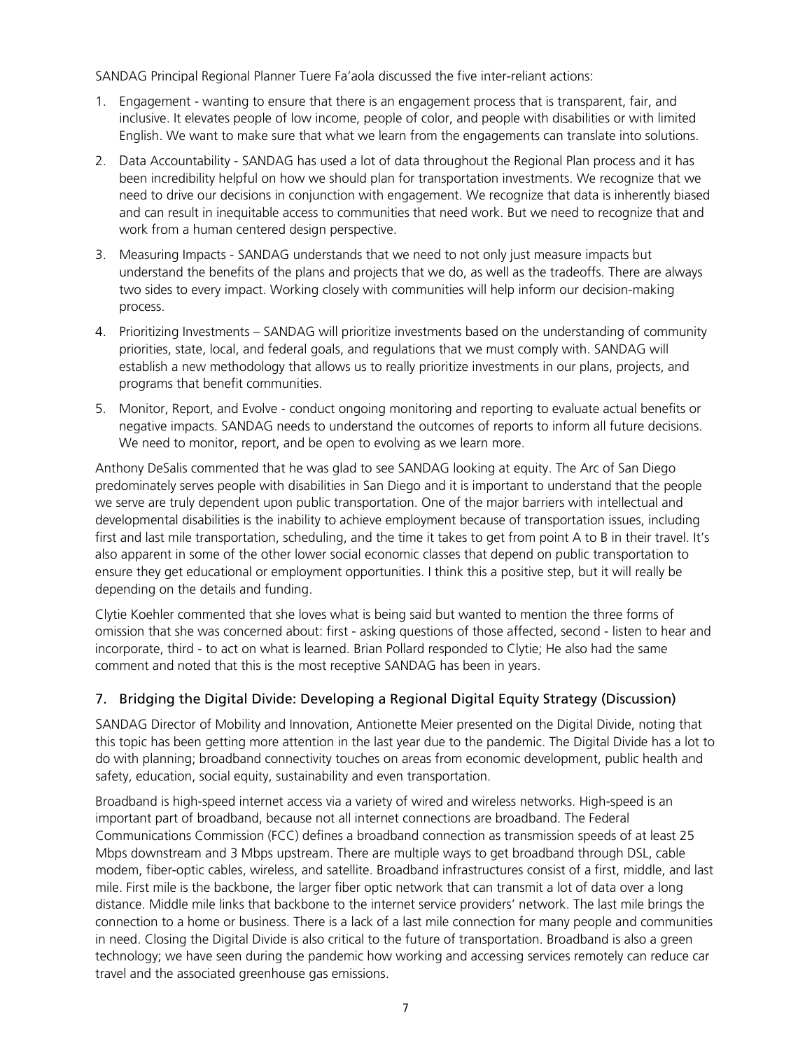SANDAG Principal Regional Planner Tuere Fa'aola discussed the five inter-reliant actions:

1. Engagement - wanting to ensure that there is an engagement process that is transparent, fair, and inclusive. It elevates people of low income, people of color, and people with disabilities or with limited English. We want to make sure that what we learn from the engagements can translate into solutions.
2. Data Accountability - SANDAG has used a lot of data throughout the Regional Plan process and it has been incredibility helpful on how we should plan for transportation investments. We recognize that we need to drive our decisions in conjunction with engagement. We recognize that data is inherently biased and can result in inequitable access to communities that need work. But we need to recognize that and work from a human centered design perspective.
3. Measuring Impacts - SANDAG understands that we need to not only just measure impacts but understand the benefits of the plans and projects that we do, as well as the tradeoffs. There are always two sides to every impact. Working closely with communities will help inform our decision-making process.
4. Prioritizing Investments – SANDAG will prioritize investments based on the understanding of community priorities, state, local, and federal goals, and regulations that we must comply with. SANDAG will establish a new methodology that allows us to really prioritize investments in our plans, projects, and programs that benefit communities.
5. Monitor, Report, and Evolve - conduct ongoing monitoring and reporting to evaluate actual benefits or negative impacts. SANDAG needs to understand the outcomes of reports to inform all future decisions. We need to monitor, report, and be open to evolving as we learn more.

Anthony DeSalis commented that he was glad to see SANDAG looking at equity. The Arc of San Diego predominately serves people with disabilities in San Diego and it is important to understand that the people we serve are truly dependent upon public transportation. One of the major barriers with intellectual and developmental disabilities is the inability to achieve employment because of transportation issues, including first and last mile transportation, scheduling, and the time it takes to get from point A to B in their travel. It's also apparent in some of the other lower social economic classes that depend on public transportation to ensure they get educational or employment opportunities. I think this a positive step, but it will really be depending on the details and funding.

Clytie Koehler commented that she loves what is being said but wanted to mention the three forms of omission that she was concerned about: first - asking questions of those affected, second - listen to hear and incorporate, third - to act on what is learned. Brian Pollard responded to Clytie; He also had the same comment and noted that this is the most receptive SANDAG has been in years.

## 7. Bridging the Digital Divide: Developing a Regional Digital Equity Strategy (Discussion)

SANDAG Director of Mobility and Innovation, Antionette Meier presented on the Digital Divide, noting that this topic has been getting more attention in the last year due to the pandemic. The Digital Divide has a lot to do with planning; broadband connectivity touches on areas from economic development, public health and safety, education, social equity, sustainability and even transportation.

Broadband is high-speed internet access via a variety of wired and wireless networks. High-speed is an important part of broadband, because not all internet connections are broadband. The Federal Communications Commission (FCC) defines a broadband connection as transmission speeds of at least 25 Mbps downstream and 3 Mbps upstream. There are multiple ways to get broadband through DSL, cable modem, fiber-optic cables, wireless, and satellite. Broadband infrastructures consist of a first, middle, and last mile. First mile is the backbone, the larger fiber optic network that can transmit a lot of data over a long distance. Middle mile links that backbone to the internet service providers' network. The last mile brings the connection to a home or business. There is a lack of a last mile connection for many people and communities in need. Closing the Digital Divide is also critical to the future of transportation. Broadband is also a green technology; we have seen during the pandemic how working and accessing services remotely can reduce car travel and the associated greenhouse gas emissions.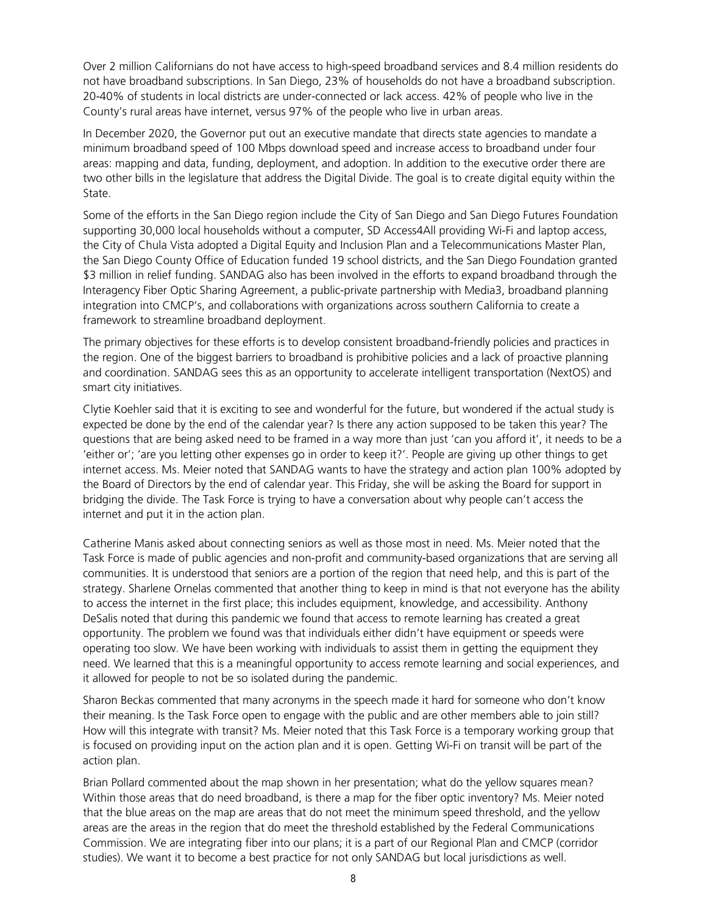Over 2 million Californians do not have access to high-speed broadband services and 8.4 million residents do not have broadband subscriptions. In San Diego, 23% of households do not have a broadband subscription. 20-40% of students in local districts are under-connected or lack access. 42% of people who live in the County's rural areas have internet, versus 97% of the people who live in urban areas.

In December 2020, the Governor put out an executive mandate that directs state agencies to mandate a minimum broadband speed of 100 Mbps download speed and increase access to broadband under four areas: mapping and data, funding, deployment, and adoption. In addition to the executive order there are two other bills in the legislature that address the Digital Divide. The goal is to create digital equity within the State.

Some of the efforts in the San Diego region include the City of San Diego and San Diego Futures Foundation supporting 30,000 local households without a computer, SD Access4All providing Wi-Fi and laptop access, the City of Chula Vista adopted a Digital Equity and Inclusion Plan and a Telecommunications Master Plan, the San Diego County Office of Education funded 19 school districts, and the San Diego Foundation granted $3 million in relief funding. SANDAG also has been involved in the efforts to expand broadband through the Interagency Fiber Optic Sharing Agreement, a public-private partnership with Media3, broadband planning integration into CMCP's, and collaborations with organizations across southern California to create a framework to streamline broadband deployment.

The primary objectives for these efforts is to develop consistent broadband-friendly policies and practices in the region. One of the biggest barriers to broadband is prohibitive policies and a lack of proactive planning and coordination. SANDAG sees this as an opportunity to accelerate intelligent transportation (NextOS) and smart city initiatives.

Clytie Koehler said that it is exciting to see and wonderful for the future, but wondered if the actual study is expected be done by the end of the calendar year? Is there any action supposed to be taken this year? The questions that are being asked need to be framed in a way more than just 'can you afford it', it needs to be a 'either or'; 'are you letting other expenses go in order to keep it?'. People are giving up other things to get internet access. Ms. Meier noted that SANDAG wants to have the strategy and action plan 100% adopted by the Board of Directors by the end of calendar year. This Friday, she will be asking the Board for support in bridging the divide. The Task Force is trying to have a conversation about why people can't access the internet and put it in the action plan.

Catherine Manis asked about connecting seniors as well as those most in need. Ms. Meier noted that the Task Force is made of public agencies and non-profit and community-based organizations that are serving all communities. It is understood that seniors are a portion of the region that need help, and this is part of the strategy. Sharlene Ornelas commented that another thing to keep in mind is that not everyone has the ability to access the internet in the first place; this includes equipment, knowledge, and accessibility. Anthony DeSalis noted that during this pandemic we found that access to remote learning has created a great opportunity. The problem we found was that individuals either didn't have equipment or speeds were operating too slow. We have been working with individuals to assist them in getting the equipment they need. We learned that this is a meaningful opportunity to access remote learning and social experiences, and it allowed for people to not be so isolated during the pandemic.

Sharon Beckas commented that many acronyms in the speech made it hard for someone who don't know their meaning. Is the Task Force open to engage with the public and are other members able to join still? How will this integrate with transit? Ms. Meier noted that this Task Force is a temporary working group that is focused on providing input on the action plan and it is open. Getting Wi-Fi on transit will be part of the action plan.

Brian Pollard commented about the map shown in her presentation; what do the yellow squares mean? Within those areas that do need broadband, is there a map for the fiber optic inventory? Ms. Meier noted that the blue areas on the map are areas that do not meet the minimum speed threshold, and the yellow areas are the areas in the region that do meet the threshold established by the Federal Communications Commission. We are integrating fiber into our plans; it is a part of our Regional Plan and CMCP (corridor studies). We want it to become a best practice for not only SANDAG but local jurisdictions as well.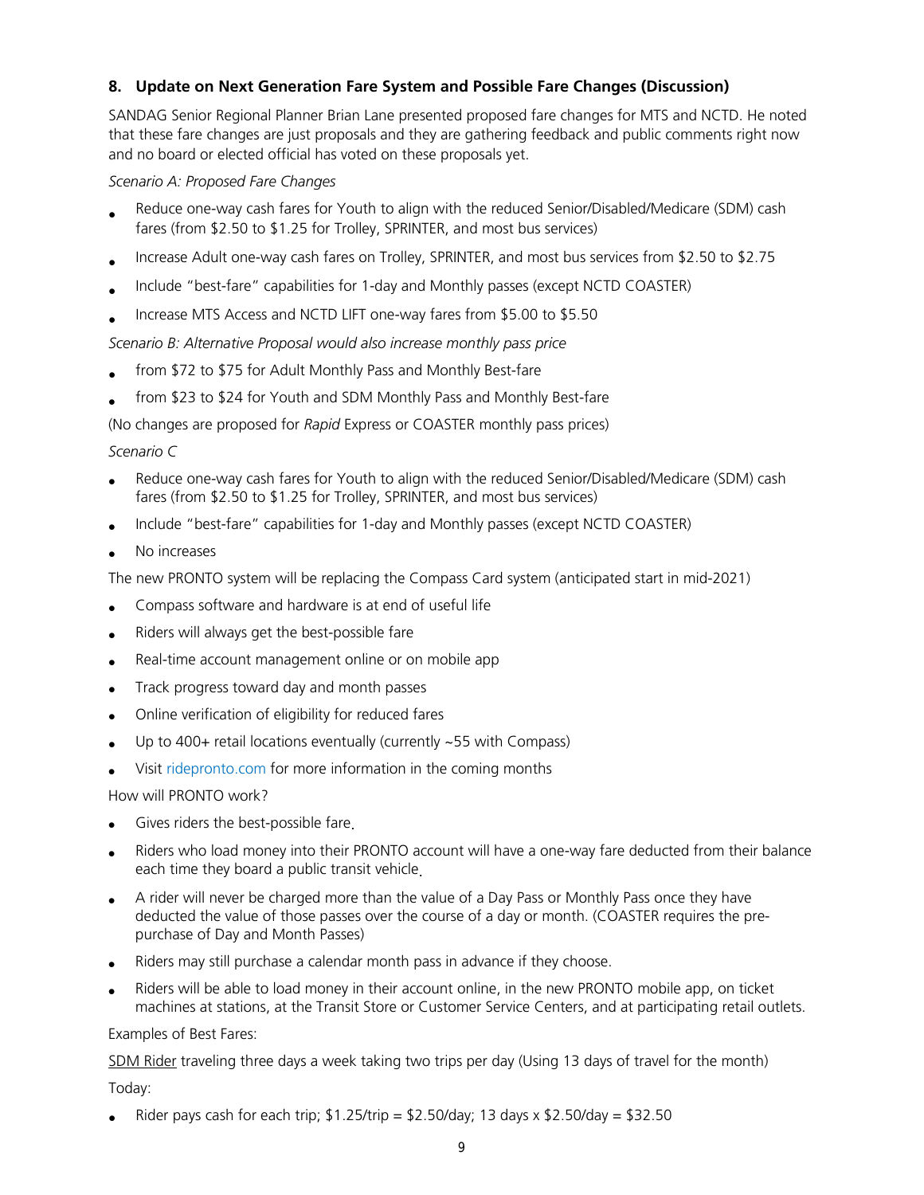### 8. Update on Next Generation Fare System and Possible Fare Changes (Discussion)

SANDAG Senior Regional Planner Brian Lane presented proposed fare changes for MTS and NCTD. He noted that these fare changes are just proposals and they are gathering feedback and public comments right now and no board or elected official has voted on these proposals yet.

*Scenario A: Proposed Fare Changes*

- Reduce one-way cash fares for Youth to align with the reduced Senior/Disabled/Medicare (SDM) cash fares (from $2.50 to $1.25 for Trolley, SPRINTER, and most bus services)
- Increase Adult one-way cash fares on Trolley, SPRINTER, and most bus services from $2.50 to $2.75
- Include "best-fare" capabilities for 1-day and Monthly passes (except NCTD COASTER)
- Increase MTS Access and NCTD LIFT one-way fares from $5.00 to $5.50

*Scenario B: Alternative Proposal would also increase monthly pass price*

- from $72 to $75 for Adult Monthly Pass and Monthly Best-fare
- from $23 to $24 for Youth and SDM Monthly Pass and Monthly Best-fare

(No changes are proposed for *Rapid* Express or COASTER monthly pass prices)

*Scenario C*

- Reduce one-way cash fares for Youth to align with the reduced Senior/Disabled/Medicare (SDM) cash fares (from $2.50 to $1.25 for Trolley, SPRINTER, and most bus services)
- Include "best-fare" capabilities for 1-day and Monthly passes (except NCTD COASTER)
- No increases

The new PRONTO system will be replacing the Compass Card system (anticipated start in mid-2021)

- Compass software and hardware is at end of useful life
- Riders will always get the best-possible fare
- Real-time account management online or on mobile app
- Track progress toward day and month passes
- Online verification of eligibility for reduced fares
- Up to 400+ retail locations eventually (currently ~55 with Compass)
- Visit ridepronto.com for more information in the coming months

How will PRONTO work?

- Gives riders the best-possible fare.
- Riders who load money into their PRONTO account will have a one-way fare deducted from their balance each time they board a public transit vehicle.
- A rider will never be charged more than the value of a Day Pass or Monthly Pass once they have deducted the value of those passes over the course of a day or month. (COASTER requires the pre-purchase of Day and Month Passes)
- Riders may still purchase a calendar month pass in advance if they choose.
- Riders will be able to load money in their account online, in the new PRONTO mobile app, on ticket machines at stations, at the Transit Store or Customer Service Centers, and at participating retail outlets.

Examples of Best Fares:

<u>SDM Rider</u> traveling three days a week taking two trips per day (Using 13 days of travel for the month)

Today:

- Rider pays cash for each trip; $1.25/trip = $2.50/day; 13 days x $2.50/day = $32.50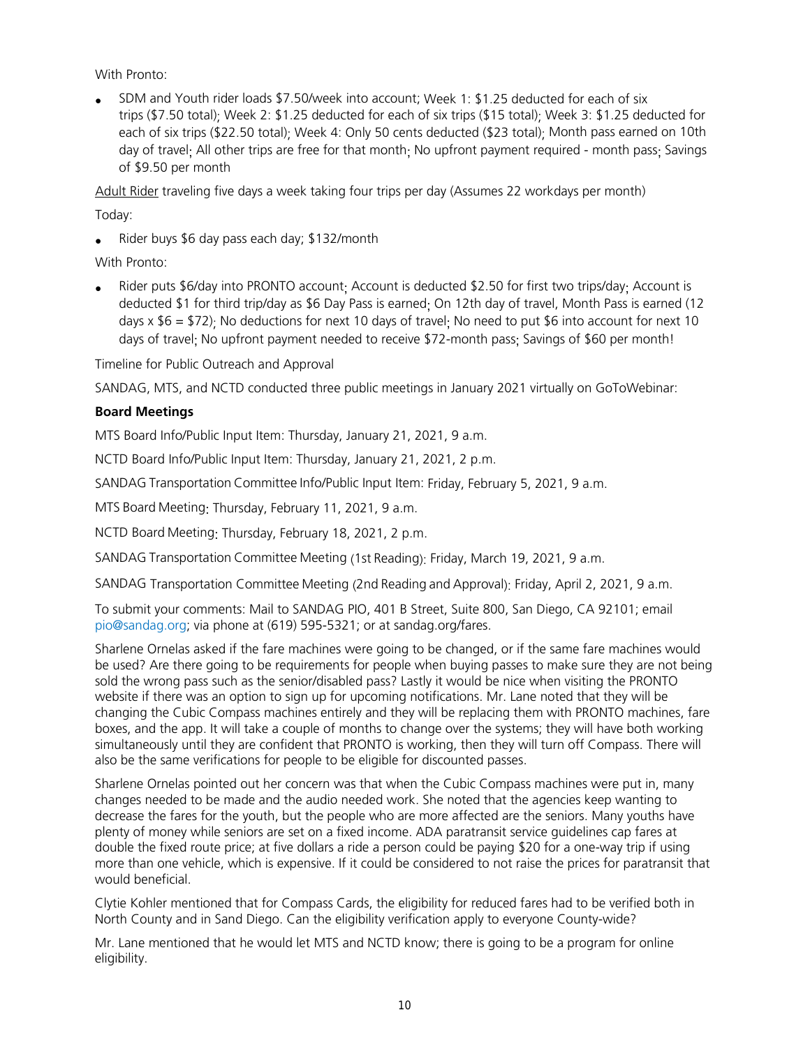With Pronto:

- SDM and Youth rider loads $7.50/week into account; Week 1: $1.25 deducted for each of six trips ($7.50 total); Week 2: $1.25 deducted for each of six trips ($15 total); Week 3: $1.25 deducted for each of six trips ($22.50 total); Week 4: Only 50 cents deducted ($23 total); Month pass earned on 10th day of travel; All other trips are free for that month; No upfront payment required - month pass; Savings of $9.50 per month

Adult Rider traveling five days a week taking four trips per day (Assumes 22 workdays per month)

Today:

- Rider buys $6 day pass each day; $132/month

With Pronto:

- Rider puts $6/day into PRONTO account; Account is deducted $2.50 for first two trips/day; Account is deducted $1 for third trip/day as $6 Day Pass is earned; On 12th day of travel, Month Pass is earned (12 days x $6 = $72); No deductions for next 10 days of travel; No need to put $6 into account for next 10 days of travel; No upfront payment needed to receive $72-month pass; Savings of $60 per month!

Timeline for Public Outreach and Approval

SANDAG, MTS, and NCTD conducted three public meetings in January 2021 virtually on GoToWebinar:

**Board Meetings**

MTS Board Info/Public Input Item: Thursday, January 21, 2021, 9 a.m.

NCTD Board Info/Public Input Item: Thursday, January 21, 2021, 2 p.m.

SANDAG Transportation Committee Info/Public Input Item: Friday, February 5, 2021, 9 a.m.

MTS Board Meeting: Thursday, February 11, 2021, 9 a.m.

NCTD Board Meeting: Thursday, February 18, 2021, 2 p.m.

SANDAG Transportation Committee Meeting (1st Reading): Friday, March 19, 2021, 9 a.m.

SANDAG Transportation Committee Meeting (2nd Reading and Approval): Friday, April 2, 2021, 9 a.m.

To submit your comments: Mail to SANDAG PIO, 401 B Street, Suite 800, San Diego, CA 92101; email pio@sandag.org; via phone at (619) 595-5321; or at sandag.org/fares.

Sharlene Ornelas asked if the fare machines were going to be changed, or if the same fare machines would be used? Are there going to be requirements for people when buying passes to make sure they are not being sold the wrong pass such as the senior/disabled pass? Lastly it would be nice when visiting the PRONTO website if there was an option to sign up for upcoming notifications. Mr. Lane noted that they will be changing the Cubic Compass machines entirely and they will be replacing them with PRONTO machines, fare boxes, and the app. It will take a couple of months to change over the systems; they will have both working simultaneously until they are confident that PRONTO is working, then they will turn off Compass. There will also be the same verifications for people to be eligible for discounted passes.

Sharlene Ornelas pointed out her concern was that when the Cubic Compass machines were put in, many changes needed to be made and the audio needed work. She noted that the agencies keep wanting to decrease the fares for the youth, but the people who are more affected are the seniors. Many youths have plenty of money while seniors are set on a fixed income. ADA paratransit service guidelines cap fares at double the fixed route price; at five dollars a ride a person could be paying $20 for a one-way trip if using more than one vehicle, which is expensive. If it could be considered to not raise the prices for paratransit that would beneficial.

Clytie Kohler mentioned that for Compass Cards, the eligibility for reduced fares had to be verified both in North County and in Sand Diego. Can the eligibility verification apply to everyone County-wide?

Mr. Lane mentioned that he would let MTS and NCTD know; there is going to be a program for online eligibility.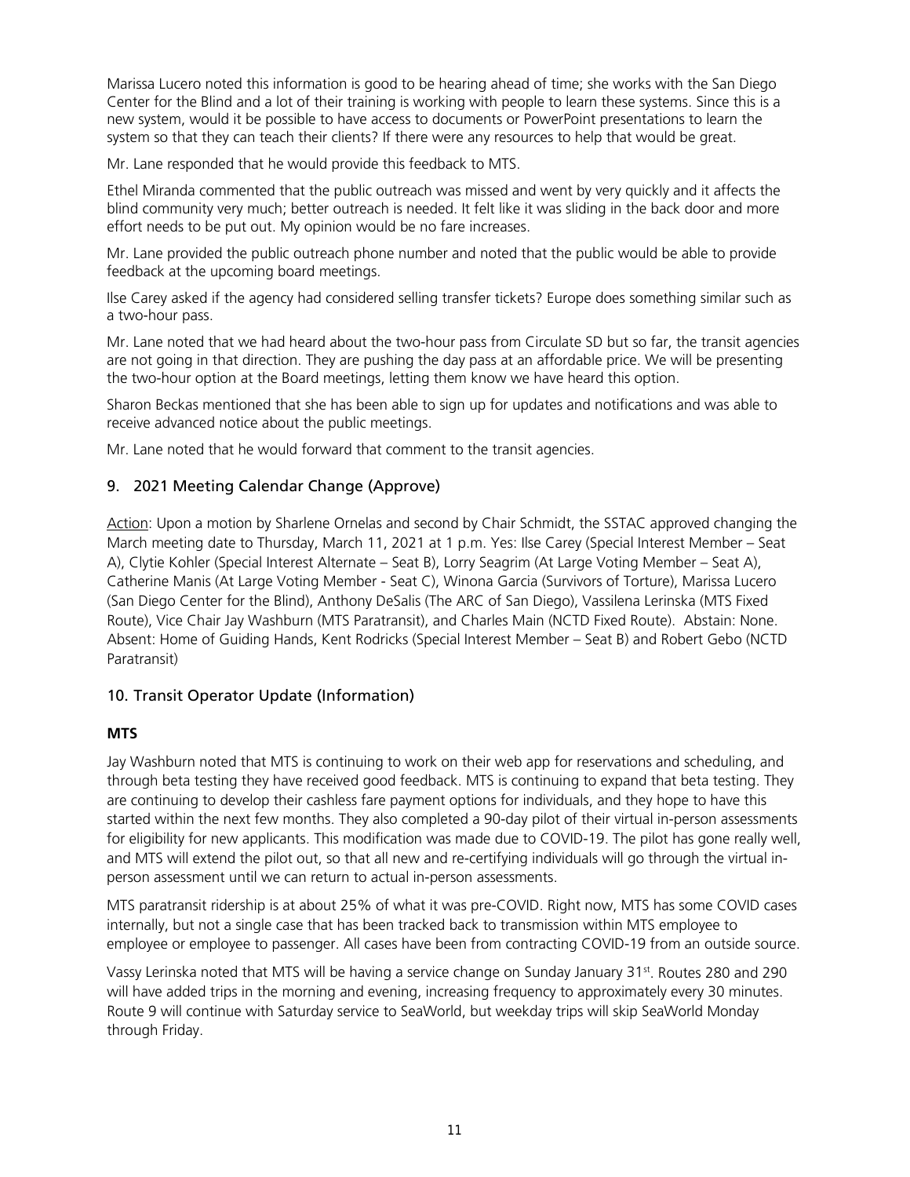Marissa Lucero noted this information is good to be hearing ahead of time; she works with the San Diego Center for the Blind and a lot of their training is working with people to learn these systems. Since this is a new system, would it be possible to have access to documents or PowerPoint presentations to learn the system so that they can teach their clients? If there were any resources to help that would be great.

Mr. Lane responded that he would provide this feedback to MTS.

Ethel Miranda commented that the public outreach was missed and went by very quickly and it affects the blind community very much; better outreach is needed. It felt like it was sliding in the back door and more effort needs to be put out. My opinion would be no fare increases.

Mr. Lane provided the public outreach phone number and noted that the public would be able to provide feedback at the upcoming board meetings.

Ilse Carey asked if the agency had considered selling transfer tickets? Europe does something similar such as a two-hour pass.

Mr. Lane noted that we had heard about the two-hour pass from Circulate SD but so far, the transit agencies are not going in that direction. They are pushing the day pass at an affordable price. We will be presenting the two-hour option at the Board meetings, letting them know we have heard this option.

Sharon Beckas mentioned that she has been able to sign up for updates and notifications and was able to receive advanced notice about the public meetings.

Mr. Lane noted that he would forward that comment to the transit agencies.

## 9. 2021 Meeting Calendar Change (Approve)

Action: Upon a motion by Sharlene Ornelas and second by Chair Schmidt, the SSTAC approved changing the March meeting date to Thursday, March 11, 2021 at 1 p.m. Yes: Ilse Carey (Special Interest Member – Seat A), Clytie Kohler (Special Interest Alternate – Seat B), Lorry Seagrim (At Large Voting Member – Seat A), Catherine Manis (At Large Voting Member - Seat C), Winona Garcia (Survivors of Torture), Marissa Lucero (San Diego Center for the Blind), Anthony DeSalis (The ARC of San Diego), Vassilena Lerinska (MTS Fixed Route), Vice Chair Jay Washburn (MTS Paratransit), and Charles Main (NCTD Fixed Route). Abstain: None. Absent: Home of Guiding Hands, Kent Rodricks (Special Interest Member – Seat B) and Robert Gebo (NCTD Paratransit)

## 10. Transit Operator Update (Information)

### MTS

Jay Washburn noted that MTS is continuing to work on their web app for reservations and scheduling, and through beta testing they have received good feedback. MTS is continuing to expand that beta testing. They are continuing to develop their cashless fare payment options for individuals, and they hope to have this started within the next few months. They also completed a 90-day pilot of their virtual in-person assessments for eligibility for new applicants. This modification was made due to COVID-19. The pilot has gone really well, and MTS will extend the pilot out, so that all new and re-certifying individuals will go through the virtual in-person assessment until we can return to actual in-person assessments.

MTS paratransit ridership is at about 25% of what it was pre-COVID. Right now, MTS has some COVID cases internally, but not a single case that has been tracked back to transmission within MTS employee to employee or employee to passenger. All cases have been from contracting COVID-19 from an outside source.

Vassy Lerinska noted that MTS will be having a service change on Sunday January 31st. Routes 280 and 290 will have added trips in the morning and evening, increasing frequency to approximately every 30 minutes. Route 9 will continue with Saturday service to SeaWorld, but weekday trips will skip SeaWorld Monday through Friday.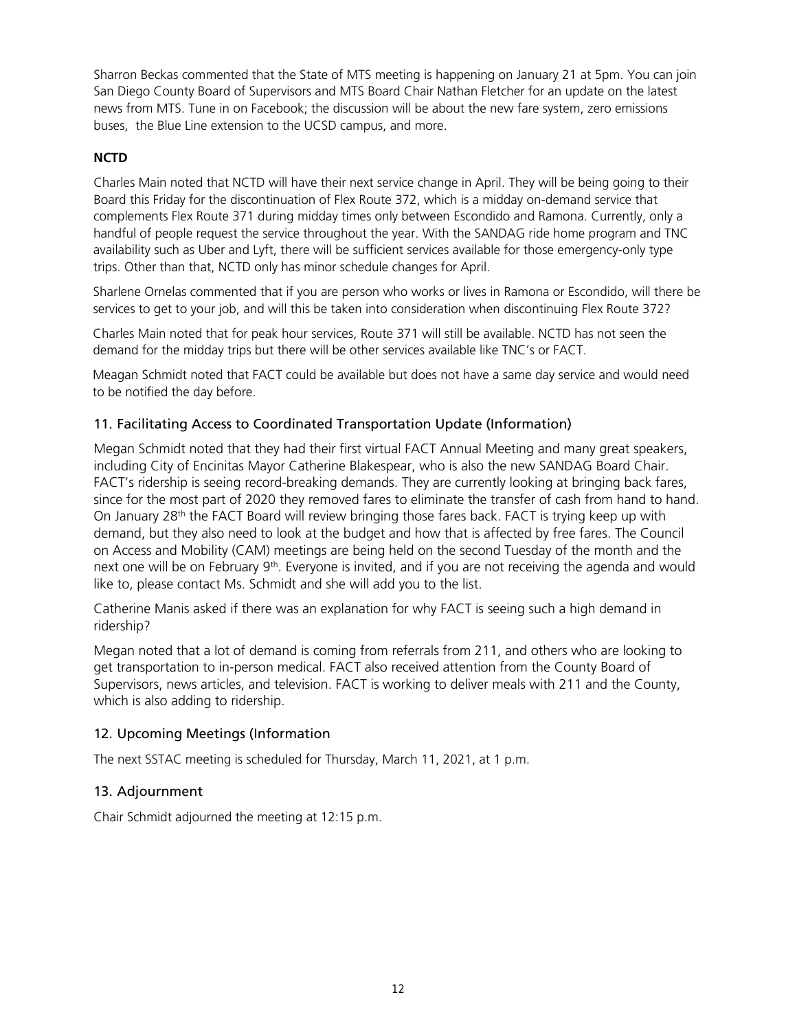Sharron Beckas commented that the State of MTS meeting is happening on January 21 at 5pm. You can join San Diego County Board of Supervisors and MTS Board Chair Nathan Fletcher for an update on the latest news from MTS. Tune in on Facebook; the discussion will be about the new fare system, zero emissions buses, the Blue Line extension to the UCSD campus, and more.

**NCTD**

Charles Main noted that NCTD will have their next service change in April. They will be being going to their Board this Friday for the discontinuation of Flex Route 372, which is a midday on-demand service that complements Flex Route 371 during midday times only between Escondido and Ramona. Currently, only a handful of people request the service throughout the year. With the SANDAG ride home program and TNC availability such as Uber and Lyft, there will be sufficient services available for those emergency-only type trips. Other than that, NCTD only has minor schedule changes for April.

Sharlene Ornelas commented that if you are person who works or lives in Ramona or Escondido, will there be services to get to your job, and will this be taken into consideration when discontinuing Flex Route 372?

Charles Main noted that for peak hour services, Route 371 will still be available. NCTD has not seen the demand for the midday trips but there will be other services available like TNC's or FACT.

Meagan Schmidt noted that FACT could be available but does not have a same day service and would need to be notified the day before.

## 11. Facilitating Access to Coordinated Transportation Update (Information)

Megan Schmidt noted that they had their first virtual FACT Annual Meeting and many great speakers, including City of Encinitas Mayor Catherine Blakespear, who is also the new SANDAG Board Chair. FACT's ridership is seeing record-breaking demands. They are currently looking at bringing back fares, since for the most part of 2020 they removed fares to eliminate the transfer of cash from hand to hand. On January 28th the FACT Board will review bringing those fares back. FACT is trying keep up with demand, but they also need to look at the budget and how that is affected by free fares. The Council on Access and Mobility (CAM) meetings are being held on the second Tuesday of the month and the next one will be on February 9th. Everyone is invited, and if you are not receiving the agenda and would like to, please contact Ms. Schmidt and she will add you to the list.

Catherine Manis asked if there was an explanation for why FACT is seeing such a high demand in ridership?

Megan noted that a lot of demand is coming from referrals from 211, and others who are looking to get transportation to in-person medical. FACT also received attention from the County Board of Supervisors, news articles, and television. FACT is working to deliver meals with 211 and the County, which is also adding to ridership.

## 12. Upcoming Meetings (Information

The next SSTAC meeting is scheduled for Thursday, March 11, 2021, at 1 p.m.

## 13. Adjournment

Chair Schmidt adjourned the meeting at 12:15 p.m.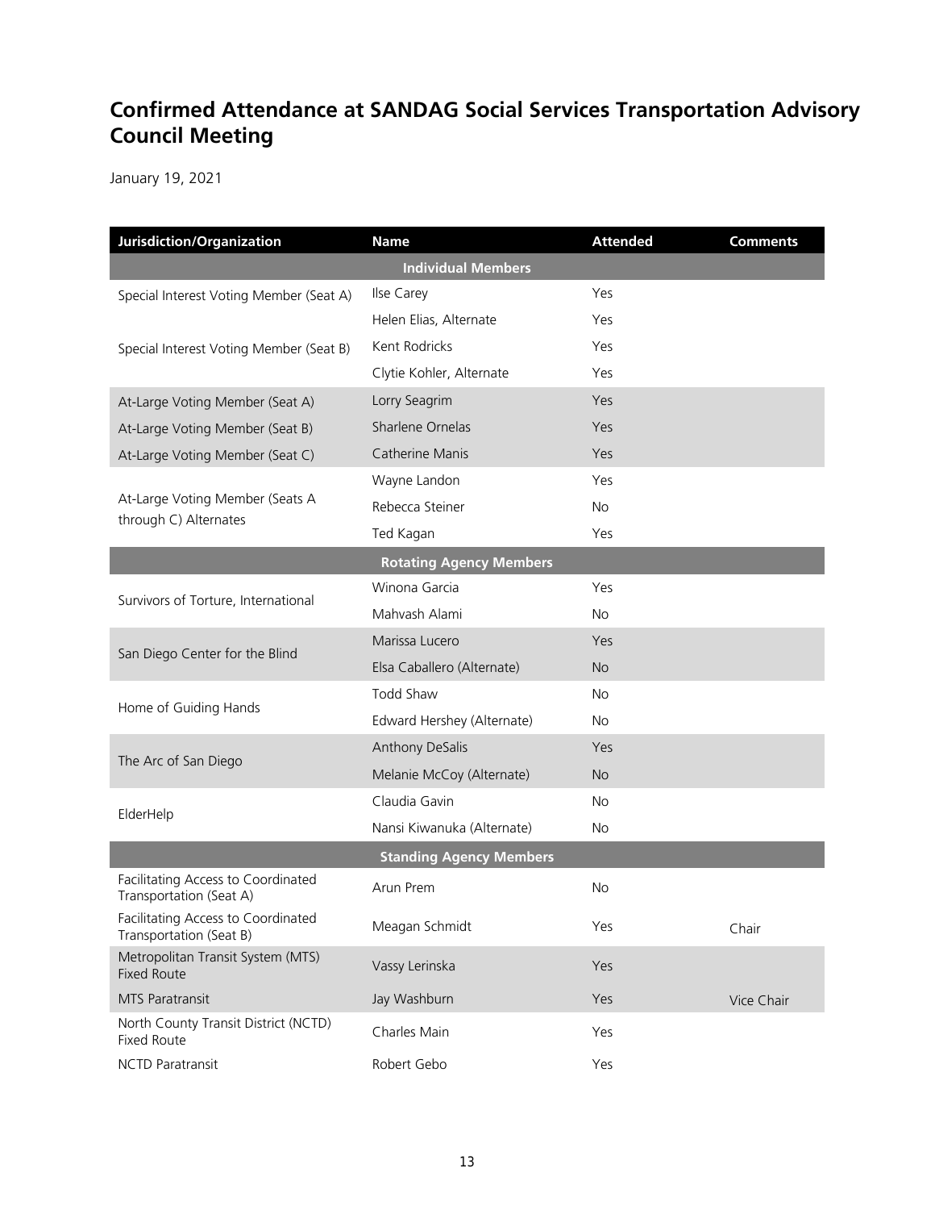## Confirmed Attendance at SANDAG Social Services Transportation Advisory Council Meeting

January 19, 2021

| Jurisdiction/Organization | Name | Attended | Comments |
|---|---|---|---|
| **Individual Members** | | | |
| Special Interest Voting Member (Seat A) | Ilse Carey | Yes | |
| | Helen Elias, Alternate | Yes | |
| Special Interest Voting Member (Seat B) | Kent Rodricks | Yes | |
| | Clytie Kohler, Alternate | Yes | |
| At-Large Voting Member (Seat A) | Lorry Seagrim | Yes | |
| At-Large Voting Member (Seat B) | Sharlene Ornelas | Yes | |
| At-Large Voting Member (Seat C) | Catherine Manis | Yes | |
| At-Large Voting Member (Seats A through C) Alternates | Wayne Landon | Yes | |
| | Rebecca Steiner | No | |
| | Ted Kagan | Yes | |
| **Rotating Agency Members** | | | |
| Survivors of Torture, International | Winona Garcia | Yes | |
| | Mahvash Alami | No | |
| San Diego Center for the Blind | Marissa Lucero | Yes | |
| | Elsa Caballero (Alternate) | No | |
| Home of Guiding Hands | Todd Shaw | No | |
| | Edward Hershey (Alternate) | No | |
| The Arc of San Diego | Anthony DeSalis | Yes | |
| | Melanie McCoy (Alternate) | No | |
| ElderHelp | Claudia Gavin | No | |
| | Nansi Kiwanuka (Alternate) | No | |
| **Standing Agency Members** | | | |
| Facilitating Access to Coordinated Transportation (Seat A) | Arun Prem | No | |
| Facilitating Access to Coordinated Transportation (Seat B) | Meagan Schmidt | Yes | Chair |
| Metropolitan Transit System (MTS) Fixed Route | Vassy Lerinska | Yes | |
| MTS Paratransit | Jay Washburn | Yes | Vice Chair |
| North County Transit District (NCTD) Fixed Route | Charles Main | Yes | |
| NCTD Paratransit | Robert Gebo | Yes | |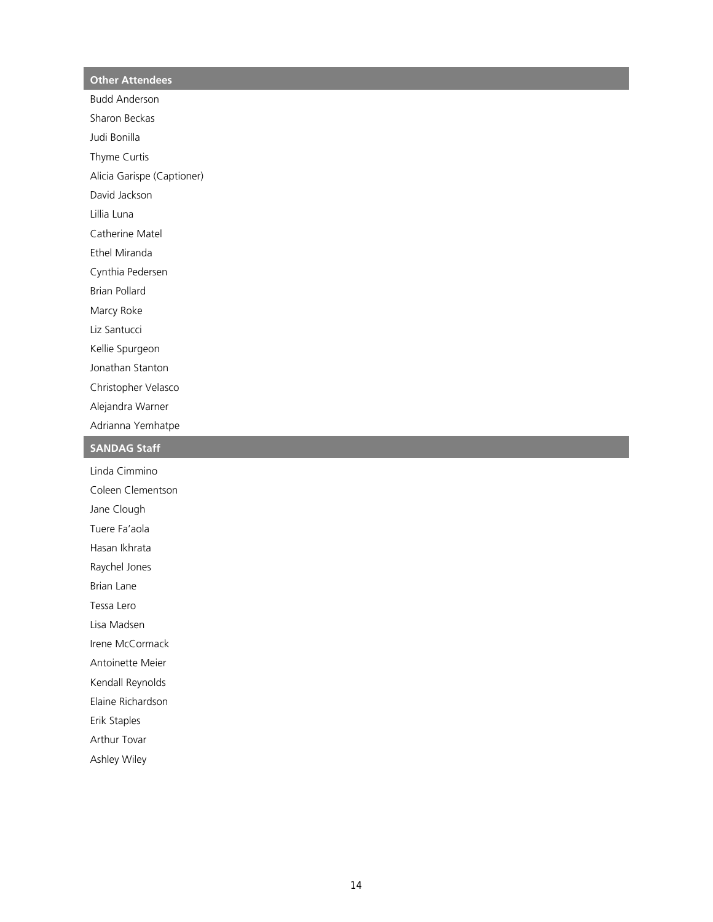| Other Attendees |
| --- |
| Budd Anderson |
| Sharon Beckas |
| Judi Bonilla |
| Thyme Curtis |
| Alicia Garispe (Captioner) |
| David Jackson |
| Lillia Luna |
| Catherine Matel |
| Ethel Miranda |
| Cynthia Pedersen |
| Brian Pollard |
| Marcy Roke |
| Liz Santucci |
| Kellie Spurgeon |
| Jonathan Stanton |
| Christopher Velasco |
| Alejandra Warner |
| Adrianna Yemhatpe |

| SANDAG Staff |
| --- |
| Linda Cimmino |
| Coleen Clementson |
| Jane Clough |
| Tuere Fa'aola |
| Hasan Ikhrata |
| Raychel Jones |
| Brian Lane |
| Tessa Lero |
| Lisa Madsen |
| Irene McCormack |
| Antoinette Meier |
| Kendall Reynolds |
| Elaine Richardson |
| Erik Staples |
| Arthur Tovar |
| Ashley Wiley |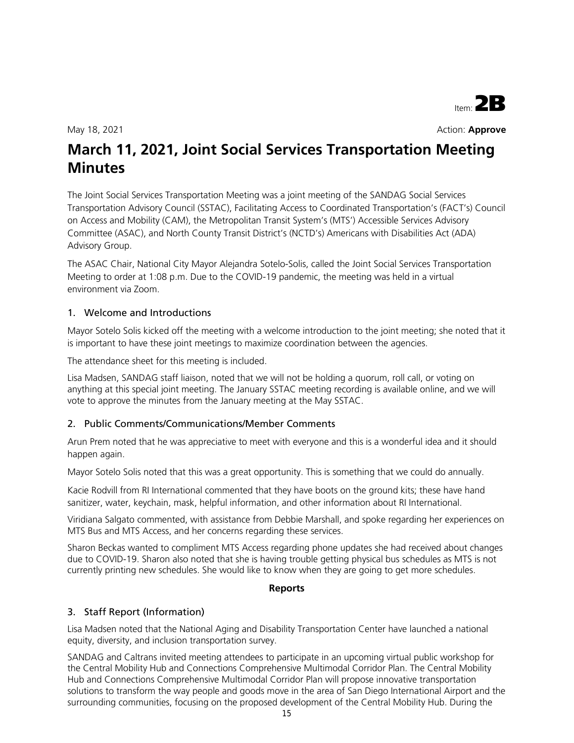Item: **2B**

May 18, 2021

Action: **Approve**

# March 11, 2021, Joint Social Services Transportation Meeting Minutes

The Joint Social Services Transportation Meeting was a joint meeting of the SANDAG Social Services Transportation Advisory Council (SSTAC), Facilitating Access to Coordinated Transportation's (FACT's) Council on Access and Mobility (CAM), the Metropolitan Transit System's (MTS') Accessible Services Advisory Committee (ASAC), and North County Transit District's (NCTD's) Americans with Disabilities Act (ADA) Advisory Group.

The ASAC Chair, National City Mayor Alejandra Sotelo-Solis, called the Joint Social Services Transportation Meeting to order at 1:08 p.m. Due to the COVID-19 pandemic, the meeting was held in a virtual environment via Zoom.

## 1. Welcome and Introductions

Mayor Sotelo Solis kicked off the meeting with a welcome introduction to the joint meeting; she noted that it is important to have these joint meetings to maximize coordination between the agencies.

The attendance sheet for this meeting is included.

Lisa Madsen, SANDAG staff liaison, noted that we will not be holding a quorum, roll call, or voting on anything at this special joint meeting. The January SSTAC meeting recording is available online, and we will vote to approve the minutes from the January meeting at the May SSTAC.

## 2. Public Comments/Communications/Member Comments

Arun Prem noted that he was appreciative to meet with everyone and this is a wonderful idea and it should happen again.

Mayor Sotelo Solis noted that this was a great opportunity. This is something that we could do annually.

Kacie Rodvill from RI International commented that they have boots on the ground kits; these have hand sanitizer, water, keychain, mask, helpful information, and other information about RI International.

Viridiana Salgato commented, with assistance from Debbie Marshall, and spoke regarding her experiences on MTS Bus and MTS Access, and her concerns regarding these services.

Sharon Beckas wanted to compliment MTS Access regarding phone updates she had received about changes due to COVID-19. Sharon also noted that she is having trouble getting physical bus schedules as MTS is not currently printing new schedules. She would like to know when they are going to get more schedules.

**Reports**

## 3. Staff Report (Information)

Lisa Madsen noted that the National Aging and Disability Transportation Center have launched a national equity, diversity, and inclusion transportation survey.

SANDAG and Caltrans invited meeting attendees to participate in an upcoming virtual public workshop for the Central Mobility Hub and Connections Comprehensive Multimodal Corridor Plan. The Central Mobility Hub and Connections Comprehensive Multimodal Corridor Plan will propose innovative transportation solutions to transform the way people and goods move in the area of San Diego International Airport and the surrounding communities, focusing on the proposed development of the Central Mobility Hub. During the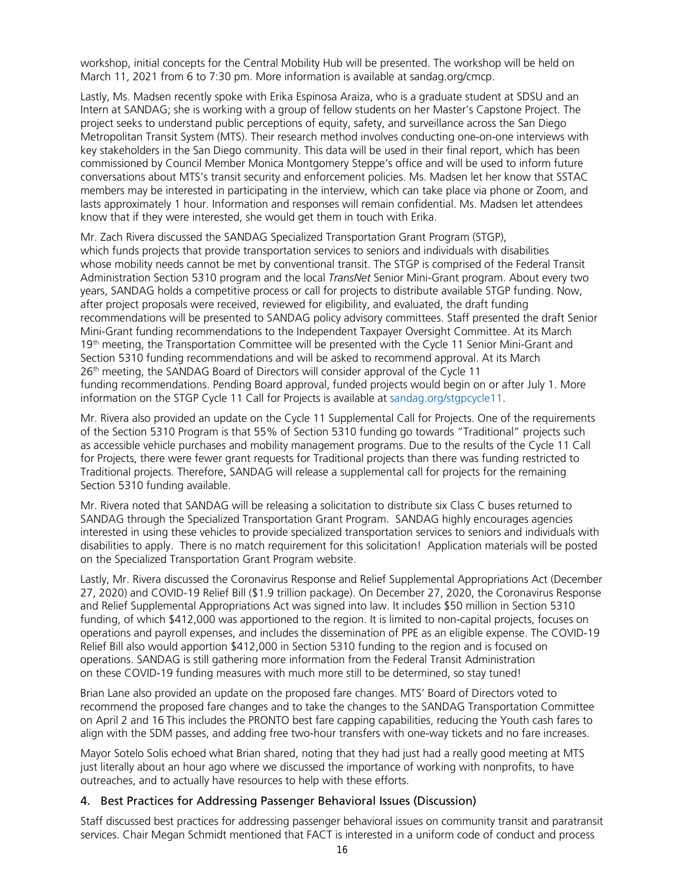workshop, initial concepts for the Central Mobility Hub will be presented. The workshop will be held on March 11, 2021 from 6 to 7:30 pm. More information is available at sandag.org/cmcp.

Lastly, Ms. Madsen recently spoke with Erika Espinosa Araiza, who is a graduate student at SDSU and an Intern at SANDAG; she is working with a group of fellow students on her Master's Capstone Project. The project seeks to understand public perceptions of equity, safety, and surveillance across the San Diego Metropolitan Transit System (MTS). Their research method involves conducting one-on-one interviews with key stakeholders in the San Diego community. This data will be used in their final report, which has been commissioned by Council Member Monica Montgomery Steppe's office and will be used to inform future conversations about MTS's transit security and enforcement policies. Ms. Madsen let her know that SSTAC members may be interested in participating in the interview, which can take place via phone or Zoom, and lasts approximately 1 hour. Information and responses will remain confidential. Ms. Madsen let attendees know that if they were interested, she would get them in touch with Erika.

Mr. Zach Rivera discussed the SANDAG Specialized Transportation Grant Program (STGP), which funds projects that provide transportation services to seniors and individuals with disabilities whose mobility needs cannot be met by conventional transit. The STGP is comprised of the Federal Transit Administration Section 5310 program and the local *TransNet* Senior Mini-Grant program. About every two years, SANDAG holds a competitive process or call for projects to distribute available STGP funding. Now, after project proposals were received, reviewed for eligibility, and evaluated, the draft funding recommendations will be presented to SANDAG policy advisory committees. Staff presented the draft Senior Mini-Grant funding recommendations to the Independent Taxpayer Oversight Committee. At its March 19th meeting, the Transportation Committee will be presented with the Cycle 11 Senior Mini-Grant and Section 5310 funding recommendations and will be asked to recommend approval. At its March 26th meeting, the SANDAG Board of Directors will consider approval of the Cycle 11 funding recommendations. Pending Board approval, funded projects would begin on or after July 1. More information on the STGP Cycle 11 Call for Projects is available at sandag.org/stgpcycle11.

Mr. Rivera also provided an update on the Cycle 11 Supplemental Call for Projects. One of the requirements of the Section 5310 Program is that 55% of Section 5310 funding go towards "Traditional" projects such as accessible vehicle purchases and mobility management programs. Due to the results of the Cycle 11 Call for Projects, there were fewer grant requests for Traditional projects than there was funding restricted to Traditional projects. Therefore, SANDAG will release a supplemental call for projects for the remaining Section 5310 funding available.

Mr. Rivera noted that SANDAG will be releasing a solicitation to distribute six Class C buses returned to SANDAG through the Specialized Transportation Grant Program. SANDAG highly encourages agencies interested in using these vehicles to provide specialized transportation services to seniors and individuals with disabilities to apply. There is no match requirement for this solicitation! Application materials will be posted on the Specialized Transportation Grant Program website.

Lastly, Mr. Rivera discussed the Coronavirus Response and Relief Supplemental Appropriations Act (December 27, 2020) and COVID-19 Relief Bill ($1.9 trillion package). On December 27, 2020, the Coronavirus Response and Relief Supplemental Appropriations Act was signed into law. It includes $50 million in Section 5310 funding, of which $412,000 was apportioned to the region. It is limited to non-capital projects, focuses on operations and payroll expenses, and includes the dissemination of PPE as an eligible expense. The COVID-19 Relief Bill also would apportion $412,000 in Section 5310 funding to the region and is focused on operations. SANDAG is still gathering more information from the Federal Transit Administration on these COVID-19 funding measures with much more still to be determined, so stay tuned!

Brian Lane also provided an update on the proposed fare changes. MTS' Board of Directors voted to recommend the proposed fare changes and to take the changes to the SANDAG Transportation Committee on April 2 and 16 This includes the PRONTO best fare capping capabilities, reducing the Youth cash fares to align with the SDM passes, and adding free two-hour transfers with one-way tickets and no fare increases.

Mayor Sotelo Solis echoed what Brian shared, noting that they had just had a really good meeting at MTS just literally about an hour ago where we discussed the importance of working with nonprofits, to have outreaches, and to actually have resources to help with these efforts.

## 4. Best Practices for Addressing Passenger Behavioral Issues (Discussion)

Staff discussed best practices for addressing passenger behavioral issues on community transit and paratransit services. Chair Megan Schmidt mentioned that FACT is interested in a uniform code of conduct and process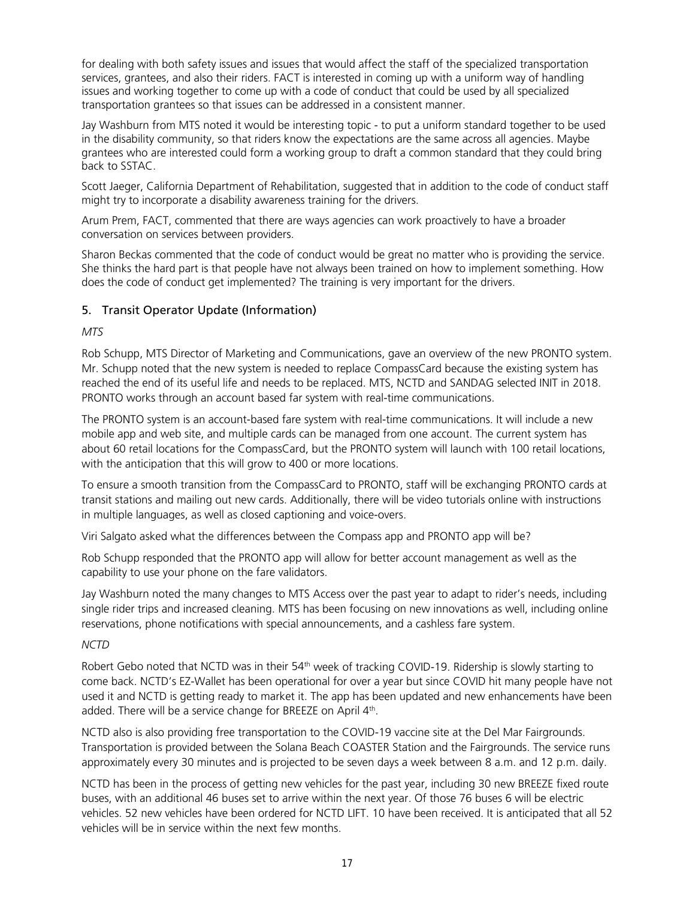for dealing with both safety issues and issues that would affect the staff of the specialized transportation services, grantees, and also their riders. FACT is interested in coming up with a uniform way of handling issues and working together to come up with a code of conduct that could be used by all specialized transportation grantees so that issues can be addressed in a consistent manner.

Jay Washburn from MTS noted it would be interesting topic - to put a uniform standard together to be used in the disability community, so that riders know the expectations are the same across all agencies. Maybe grantees who are interested could form a working group to draft a common standard that they could bring back to SSTAC.

Scott Jaeger, California Department of Rehabilitation, suggested that in addition to the code of conduct staff might try to incorporate a disability awareness training for the drivers.

Arum Prem, FACT, commented that there are ways agencies can work proactively to have a broader conversation on services between providers.

Sharon Beckas commented that the code of conduct would be great no matter who is providing the service. She thinks the hard part is that people have not always been trained on how to implement something. How does the code of conduct get implemented? The training is very important for the drivers.

## 5. Transit Operator Update (Information)

*MTS*

Rob Schupp, MTS Director of Marketing and Communications, gave an overview of the new PRONTO system. Mr. Schupp noted that the new system is needed to replace CompassCard because the existing system has reached the end of its useful life and needs to be replaced. MTS, NCTD and SANDAG selected INIT in 2018. PRONTO works through an account based far system with real-time communications.

The PRONTO system is an account-based fare system with real-time communications. It will include a new mobile app and web site, and multiple cards can be managed from one account. The current system has about 60 retail locations for the CompassCard, but the PRONTO system will launch with 100 retail locations, with the anticipation that this will grow to 400 or more locations.

To ensure a smooth transition from the CompassCard to PRONTO, staff will be exchanging PRONTO cards at transit stations and mailing out new cards. Additionally, there will be video tutorials online with instructions in multiple languages, as well as closed captioning and voice-overs.

Viri Salgato asked what the differences between the Compass app and PRONTO app will be?

Rob Schupp responded that the PRONTO app will allow for better account management as well as the capability to use your phone on the fare validators.

Jay Washburn noted the many changes to MTS Access over the past year to adapt to rider's needs, including single rider trips and increased cleaning. MTS has been focusing on new innovations as well, including online reservations, phone notifications with special announcements, and a cashless fare system.

*NCTD*

Robert Gebo noted that NCTD was in their 54th week of tracking COVID-19. Ridership is slowly starting to come back. NCTD's EZ-Wallet has been operational for over a year but since COVID hit many people have not used it and NCTD is getting ready to market it. The app has been updated and new enhancements have been added. There will be a service change for BREEZE on April 4th.

NCTD also is also providing free transportation to the COVID-19 vaccine site at the Del Mar Fairgrounds. Transportation is provided between the Solana Beach COASTER Station and the Fairgrounds. The service runs approximately every 30 minutes and is projected to be seven days a week between 8 a.m. and 12 p.m. daily.

NCTD has been in the process of getting new vehicles for the past year, including 30 new BREEZE fixed route buses, with an additional 46 buses set to arrive within the next year. Of those 76 buses 6 will be electric vehicles. 52 new vehicles have been ordered for NCTD LIFT. 10 have been received. It is anticipated that all 52 vehicles will be in service within the next few months.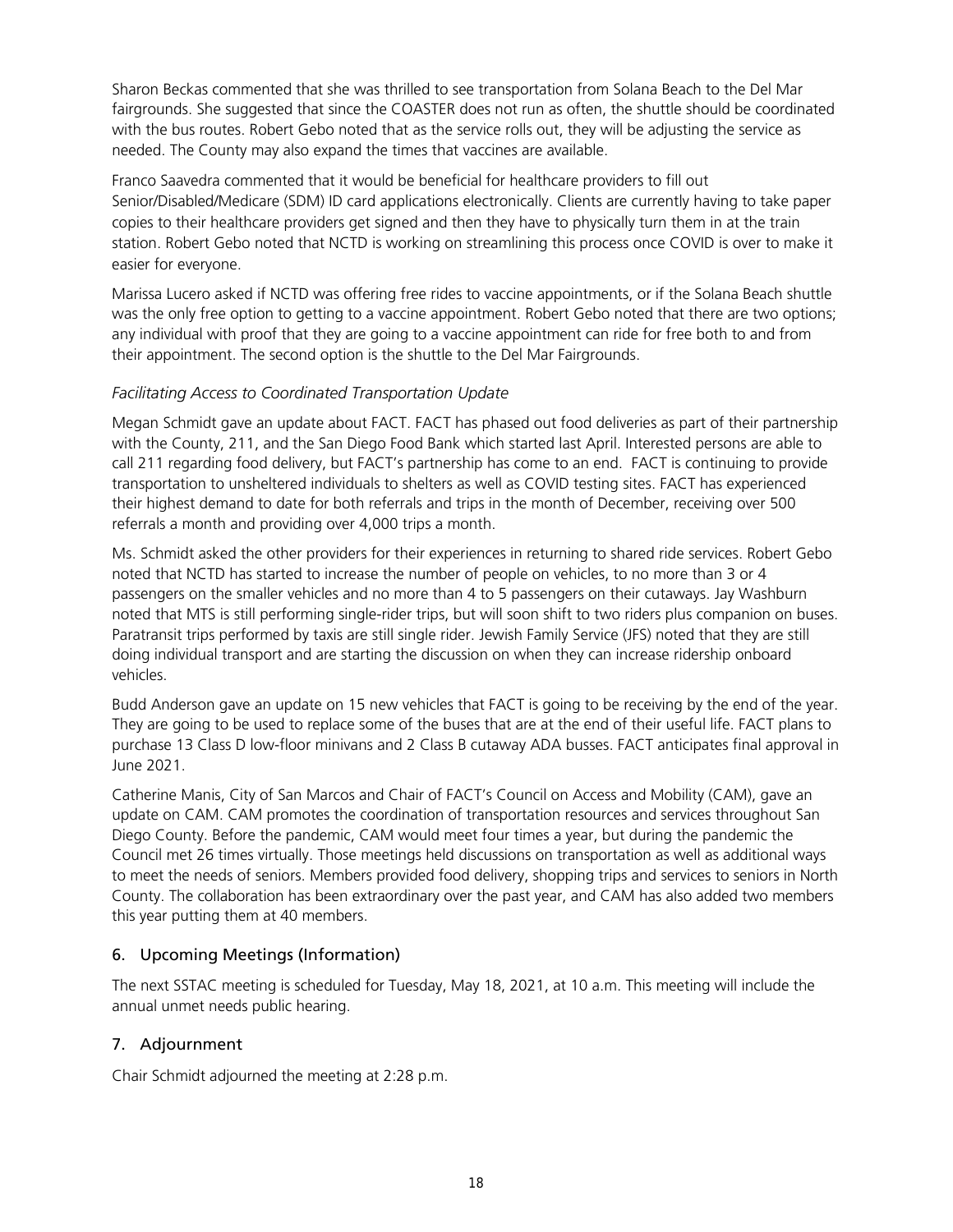Sharon Beckas commented that she was thrilled to see transportation from Solana Beach to the Del Mar fairgrounds. She suggested that since the COASTER does not run as often, the shuttle should be coordinated with the bus routes. Robert Gebo noted that as the service rolls out, they will be adjusting the service as needed. The County may also expand the times that vaccines are available.

Franco Saavedra commented that it would be beneficial for healthcare providers to fill out Senior/Disabled/Medicare (SDM) ID card applications electronically. Clients are currently having to take paper copies to their healthcare providers get signed and then they have to physically turn them in at the train station. Robert Gebo noted that NCTD is working on streamlining this process once COVID is over to make it easier for everyone.

Marissa Lucero asked if NCTD was offering free rides to vaccine appointments, or if the Solana Beach shuttle was the only free option to getting to a vaccine appointment. Robert Gebo noted that there are two options; any individual with proof that they are going to a vaccine appointment can ride for free both to and from their appointment. The second option is the shuttle to the Del Mar Fairgrounds.

*Facilitating Access to Coordinated Transportation Update*

Megan Schmidt gave an update about FACT. FACT has phased out food deliveries as part of their partnership with the County, 211, and the San Diego Food Bank which started last April. Interested persons are able to call 211 regarding food delivery, but FACT's partnership has come to an end. FACT is continuing to provide transportation to unsheltered individuals to shelters as well as COVID testing sites. FACT has experienced their highest demand to date for both referrals and trips in the month of December, receiving over 500 referrals a month and providing over 4,000 trips a month.

Ms. Schmidt asked the other providers for their experiences in returning to shared ride services. Robert Gebo noted that NCTD has started to increase the number of people on vehicles, to no more than 3 or 4 passengers on the smaller vehicles and no more than 4 to 5 passengers on their cutaways. Jay Washburn noted that MTS is still performing single-rider trips, but will soon shift to two riders plus companion on buses. Paratransit trips performed by taxis are still single rider. Jewish Family Service (JFS) noted that they are still doing individual transport and are starting the discussion on when they can increase ridership onboard vehicles.

Budd Anderson gave an update on 15 new vehicles that FACT is going to be receiving by the end of the year. They are going to be used to replace some of the buses that are at the end of their useful life. FACT plans to purchase 13 Class D low-floor minivans and 2 Class B cutaway ADA busses. FACT anticipates final approval in June 2021.

Catherine Manis, City of San Marcos and Chair of FACT's Council on Access and Mobility (CAM), gave an update on CAM. CAM promotes the coordination of transportation resources and services throughout San Diego County. Before the pandemic, CAM would meet four times a year, but during the pandemic the Council met 26 times virtually. Those meetings held discussions on transportation as well as additional ways to meet the needs of seniors. Members provided food delivery, shopping trips and services to seniors in North County. The collaboration has been extraordinary over the past year, and CAM has also added two members this year putting them at 40 members.

## 6. Upcoming Meetings (Information)

The next SSTAC meeting is scheduled for Tuesday, May 18, 2021, at 10 a.m. This meeting will include the annual unmet needs public hearing.

## 7. Adjournment

Chair Schmidt adjourned the meeting at 2:28 p.m.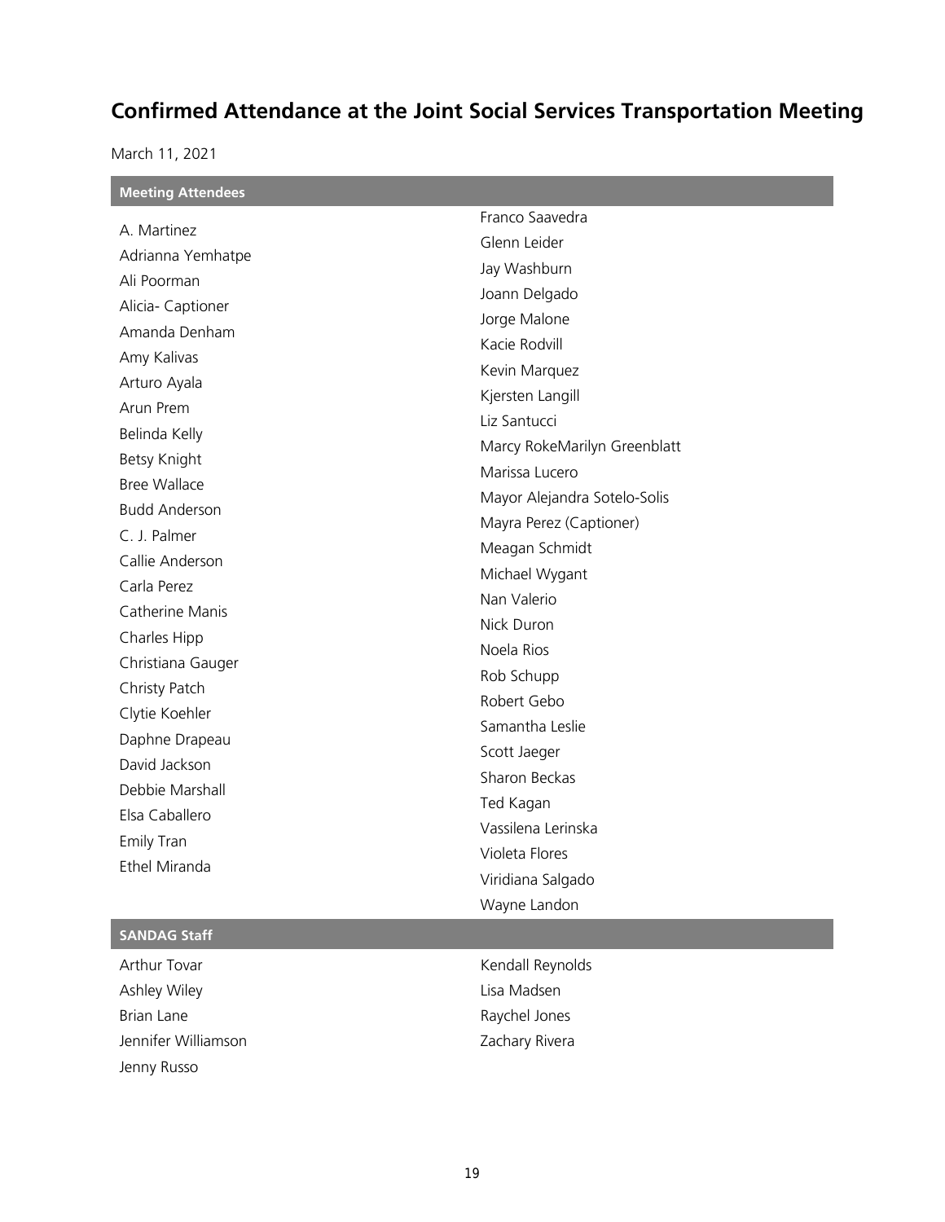# Confirmed Attendance at the Joint Social Services Transportation Meeting

March 11, 2021

## Meeting Attendees

A. Martinez
Adrianna Yemhatpe
Ali Poorman
Alicia- Captioner
Amanda Denham
Amy Kalivas
Arturo Ayala
Arun Prem
Belinda Kelly
Betsy Knight
Bree Wallace
Budd Anderson
C. J. Palmer
Callie Anderson
Carla Perez
Catherine Manis
Charles Hipp
Christiana Gauger
Christy Patch
Clytie Koehler
Daphne Drapeau
David Jackson
Debbie Marshall
Elsa Caballero
Emily Tran
Ethel Miranda
Franco Saavedra
Glenn Leider
Jay Washburn
Joann Delgado
Jorge Malone
Kacie Rodvill
Kevin Marquez
Kjersten Langill
Liz Santucci
Marcy RokeMarilyn Greenblatt
Marissa Lucero
Mayor Alejandra Sotelo-Solis
Mayra Perez (Captioner)
Meagan Schmidt
Michael Wygant
Nan Valerio
Nick Duron
Noela Rios
Rob Schupp
Robert Gebo
Samantha Leslie
Scott Jaeger
Sharon Beckas
Ted Kagan
Vassilena Lerinska
Violeta Flores
Viridiana Salgado
Wayne Landon

## SANDAG Staff

Arthur Tovar
Ashley Wiley
Brian Lane
Jennifer Williamson
Jenny Russo
Kendall Reynolds
Lisa Madsen
Raychel Jones
Zachary Rivera